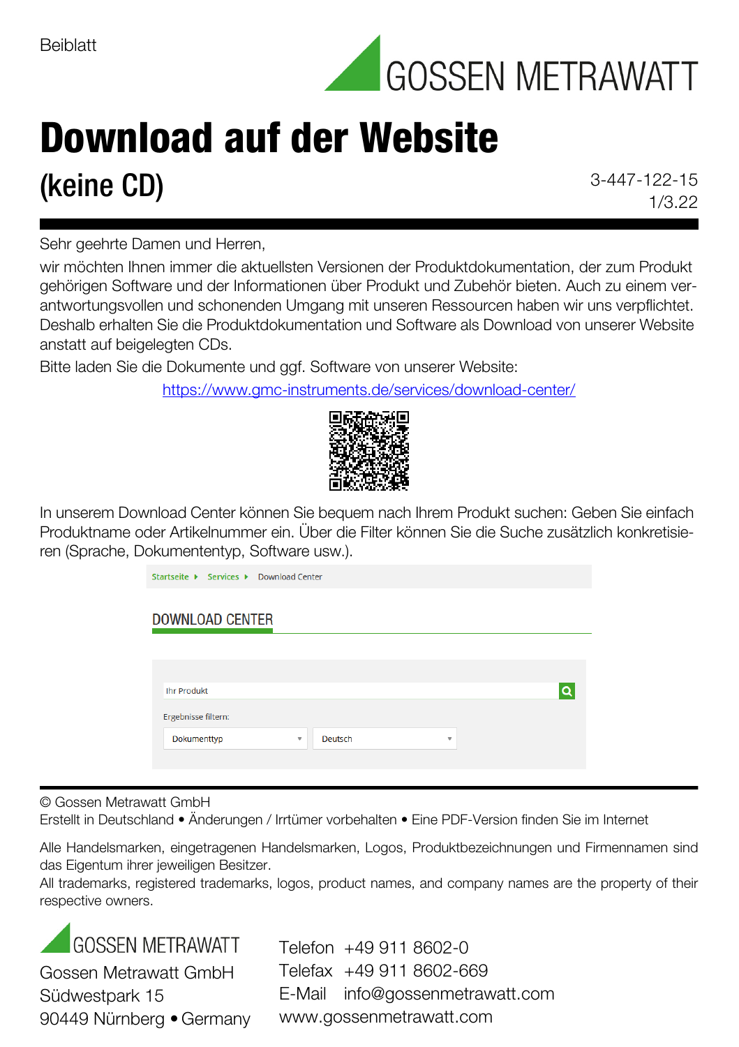Beiblatt

GOSSEN METRAWATT

# Download auf der Website

## (keine CD)

3-447-122-15
1/3.22

Sehr geehrte Damen und Herren,

wir möchten Ihnen immer die aktuellsten Versionen der Produktdokumentation, der zum Produkt gehörigen Software und der Informationen über Produkt und Zubehör bieten. Auch zu einem verantwortungsvollen und schonenden Umgang mit unseren Ressourcen haben wir uns verpflichtet. Deshalb erhalten Sie die Produktdokumentation und Software als Download von unserer Website anstatt auf beigelegten CDs.

Bitte laden Sie die Dokumente und ggf. Software von unserer Website:

https://www.gmc-instruments.de/services/download-center/

In unserem Download Center können Sie bequem nach Ihrem Produkt suchen: Geben Sie einfach Produktname oder Artikelnummer ein. Über die Filter können Sie die Suche zusätzlich konkretisieren (Sprache, Dokumententyp, Software usw.).

Startseite ▸ Services ▸ Download Center

DOWNLOAD CENTER

Ihr Produkt

Ergebnisse filtern:

Dokumenttyp ▾ | Deutsch ▾

© Gossen Metrawatt GmbH
Erstellt in Deutschland • Änderungen / Irrtümer vorbehalten • Eine PDF-Version finden Sie im Internet

Alle Handelsmarken, eingetragenen Handelsmarken, Logos, Produktbezeichnungen und Firmennamen sind das Eigentum ihrer jeweiligen Besitzer.
All trademarks, registered trademarks, logos, product names, and company names are the property of their respective owners.

GOSSEN METRAWATT
Gossen Metrawatt GmbH
Südwestpark 15
90449 Nürnberg • Germany

Telefon +49 911 8602-0
Telefax +49 911 8602-669
E-Mail info@gossenmetrawatt.com
www.gossenmetrawatt.com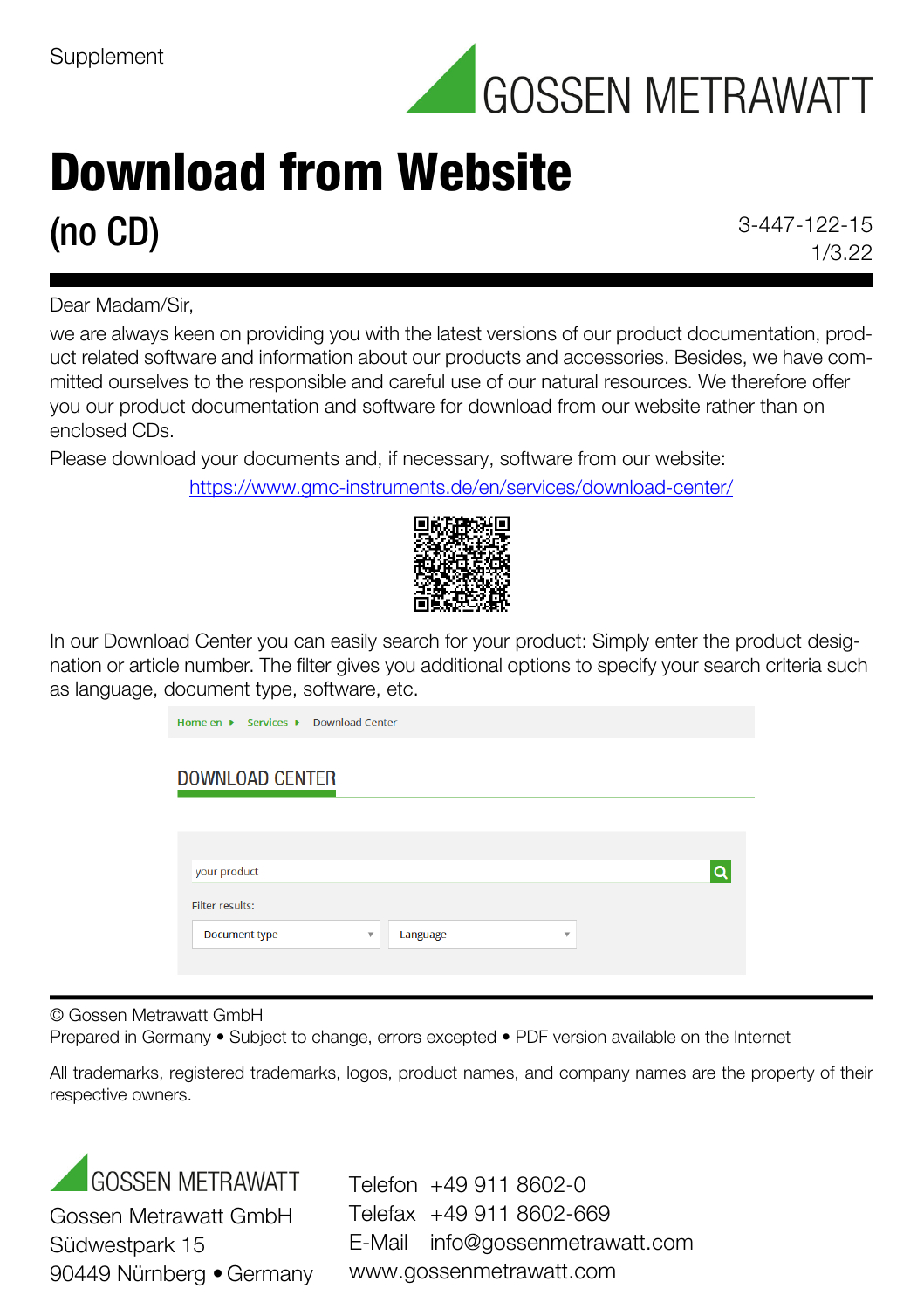Supplement

GOSSEN METRAWATT

# Download from Website

## (no CD)

3-447-122-15
1/3.22

Dear Madam/Sir,

we are always keen on providing you with the latest versions of our product documentation, product related software and information about our products and accessories. Besides, we have committed ourselves to the responsible and careful use of our natural resources. We therefore offer you our product documentation and software for download from our website rather than on enclosed CDs.

Please download your documents and, if necessary, software from our website:

https://www.gmc-instruments.de/en/services/download-center/

In our Download Center you can easily search for your product: Simply enter the product designation or article number. The filter gives you additional options to specify your search criteria such as language, document type, software, etc.

Home en ▸ Services ▸ Download Center

DOWNLOAD CENTER

your product

Filter results:

Document type

Language

---

© Gossen Metrawatt GmbH
Prepared in Germany • Subject to change, errors excepted • PDF version available on the Internet

All trademarks, registered trademarks, logos, product names, and company names are the property of their respective owners.

GOSSEN METRAWATT

Gossen Metrawatt GmbH
Südwestpark 15
90449 Nürnberg • Germany

Telefon +49 911 8602-0
Telefax +49 911 8602-669
E-Mail info@gossenmetrawatt.com
www.gossenmetrawatt.com